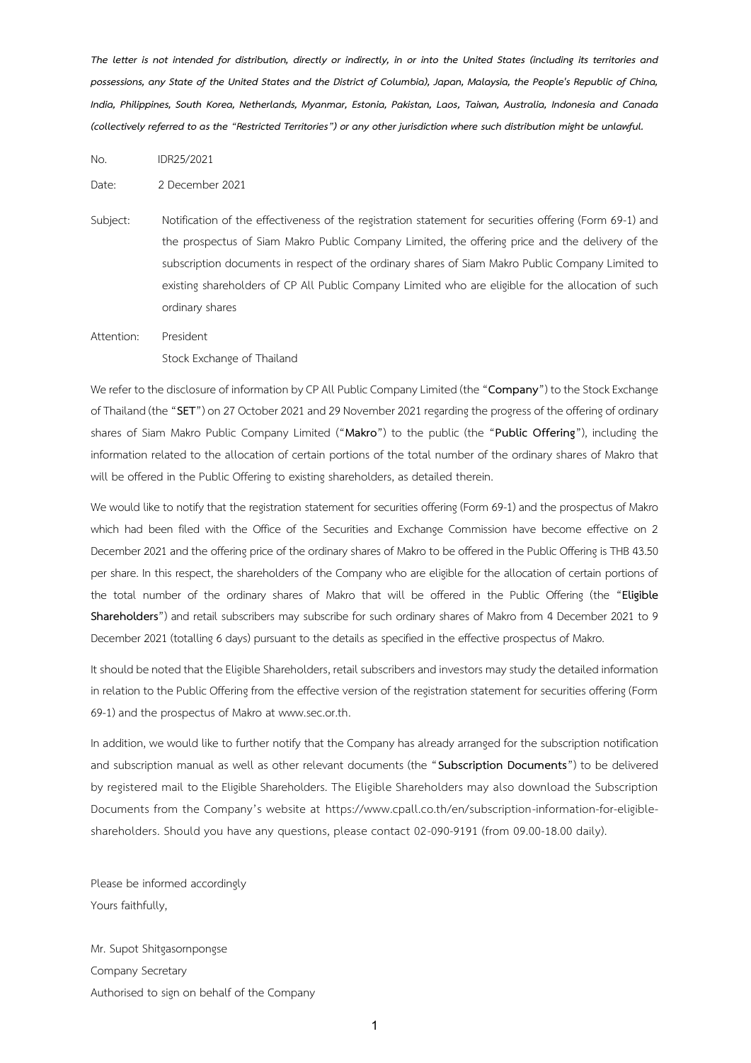*The letter is not intended for distribution, directly or indirectly, in or into the United States (including its territories and possessions, any State of the United States and the District of Columbia), Japan, Malaysia, the People's Republic of China, India, Philippines, South Korea, Netherlands, Myanmar, Estonia, Pakistan, Laos, Taiwan, Australia, Indonesia and Canada (collectively referred to as the "Restricted Territories") or any other jurisdiction where such distribution might be unlawful.*

No. IDR25/2021

Date: 2 December 2021

Subject: Notification of the effectiveness of the registration statement for securities offering (Form 69-1) and the prospectus of Siam Makro Public Company Limited, the offering price and the delivery of the subscription documents in respect of the ordinary shares of Siam Makro Public Company Limited to existing shareholders of CP All Public Company Limited who are eligible for the allocation of such ordinary shares

Attention: President
Stock Exchange of Thailand

We refer to the disclosure of information by CP All Public Company Limited (the "**Company**") to the Stock Exchange of Thailand (the "**SET**") on 27 October 2021 and 29 November 2021 regarding the progress of the offering of ordinary shares of Siam Makro Public Company Limited ("**Makro**") to the public (the "**Public Offering**"), including the information related to the allocation of certain portions of the total number of the ordinary shares of Makro that will be offered in the Public Offering to existing shareholders, as detailed therein.

We would like to notify that the registration statement for securities offering (Form 69-1) and the prospectus of Makro which had been filed with the Office of the Securities and Exchange Commission have become effective on 2 December 2021 and the offering price of the ordinary shares of Makro to be offered in the Public Offering is THB 43.50 per share. In this respect, the shareholders of the Company who are eligible for the allocation of certain portions of the total number of the ordinary shares of Makro that will be offered in the Public Offering (the "**Eligible Shareholders**") and retail subscribers may subscribe for such ordinary shares of Makro from 4 December 2021 to 9 December 2021 (totalling 6 days) pursuant to the details as specified in the effective prospectus of Makro.

It should be noted that the Eligible Shareholders, retail subscribers and investors may study the detailed information in relation to the Public Offering from the effective version of the registration statement for securities offering (Form 69-1) and the prospectus of Makro at www.sec.or.th.

In addition, we would like to further notify that the Company has already arranged for the subscription notification and subscription manual as well as other relevant documents (the "**Subscription Documents**") to be delivered by registered mail to the Eligible Shareholders. The Eligible Shareholders may also download the Subscription Documents from the Company's website at https://www.cpall.co.th/en/subscription-information-for-eligible-shareholders. Should you have any questions, please contact 02-090-9191 (from 09.00-18.00 daily).

Please be informed accordingly
Yours faithfully,

Mr. Supot Shitgasornpongse
Company Secretary
Authorised to sign on behalf of the Company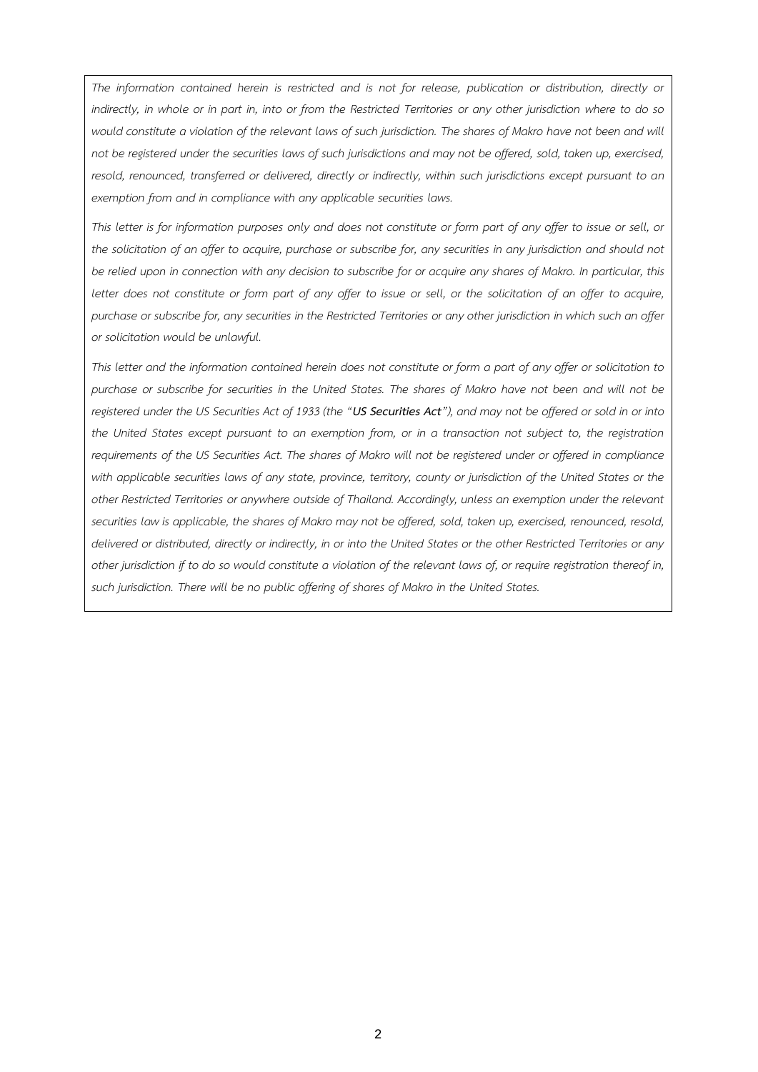*The information contained herein is restricted and is not for release, publication or distribution, directly or indirectly, in whole or in part in, into or from the Restricted Territories or any other jurisdiction where to do so would constitute a violation of the relevant laws of such jurisdiction. The shares of Makro have not been and will not be registered under the securities laws of such jurisdictions and may not be offered, sold, taken up, exercised, resold, renounced, transferred or delivered, directly or indirectly, within such jurisdictions except pursuant to an exemption from and in compliance with any applicable securities laws.*

*This letter is for information purposes only and does not constitute or form part of any offer to issue or sell, or the solicitation of an offer to acquire, purchase or subscribe for, any securities in any jurisdiction and should not be relied upon in connection with any decision to subscribe for or acquire any shares of Makro. In particular, this letter does not constitute or form part of any offer to issue or sell, or the solicitation of an offer to acquire, purchase or subscribe for, any securities in the Restricted Territories or any other jurisdiction in which such an offer or solicitation would be unlawful.*

*This letter and the information contained herein does not constitute or form a part of any offer or solicitation to purchase or subscribe for securities in the United States. The shares of Makro have not been and will not be registered under the US Securities Act of 1933 (the "**US Securities Act**"), and may not be offered or sold in or into the United States except pursuant to an exemption from, or in a transaction not subject to, the registration requirements of the US Securities Act. The shares of Makro will not be registered under or offered in compliance with applicable securities laws of any state, province, territory, county or jurisdiction of the United States or the other Restricted Territories or anywhere outside of Thailand. Accordingly, unless an exemption under the relevant securities law is applicable, the shares of Makro may not be offered, sold, taken up, exercised, renounced, resold, delivered or distributed, directly or indirectly, in or into the United States or the other Restricted Territories or any other jurisdiction if to do so would constitute a violation of the relevant laws of, or require registration thereof in, such jurisdiction. There will be no public offering of shares of Makro in the United States.*